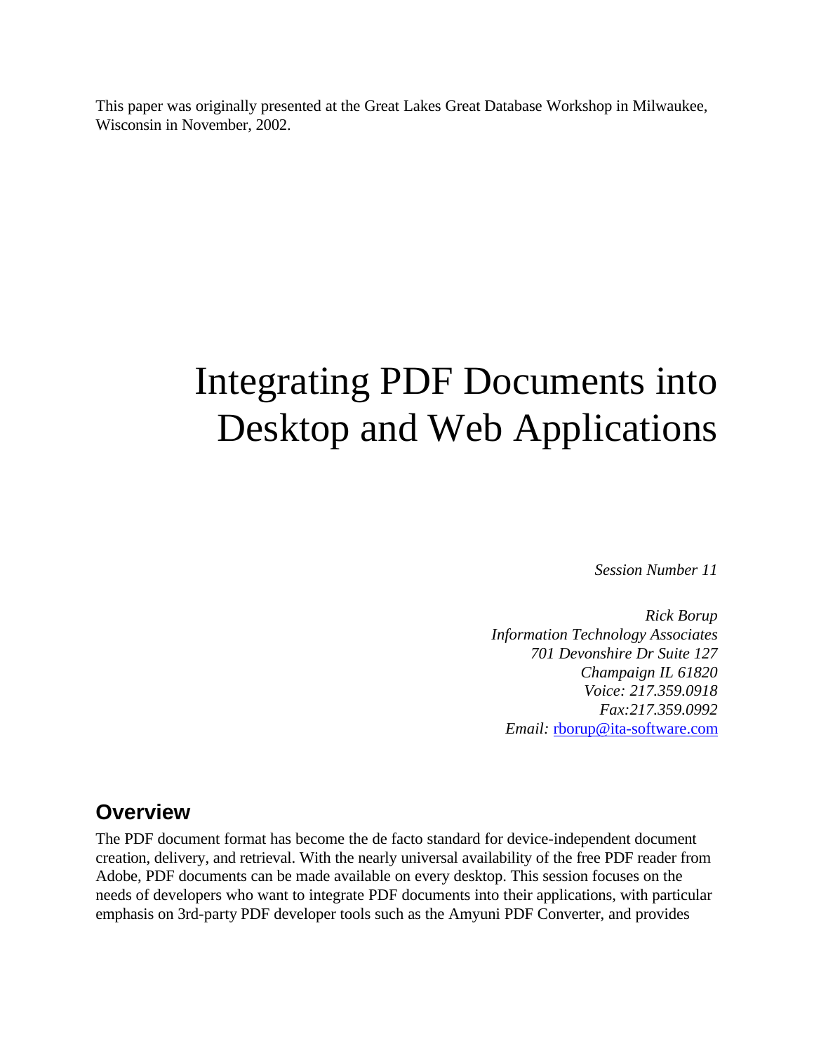This paper was originally presented at the Great Lakes Great Database Workshop in Milwaukee, Wisconsin in November, 2002.

# Integrating PDF Documents into Desktop and Web Applications

*Session Number 11*

*Rick Borup*
*Information Technology Associates*
*701 Devonshire Dr Suite 127*
*Champaign IL 61820*
*Voice: 217.359.0918*
*Fax:217.359.0992*
*Email:* rborup@ita-software.com

## Overview

The PDF document format has become the de facto standard for device-independent document creation, delivery, and retrieval. With the nearly universal availability of the free PDF reader from Adobe, PDF documents can be made available on every desktop. This session focuses on the needs of developers who want to integrate PDF documents into their applications, with particular emphasis on 3rd-party PDF developer tools such as the Amyuni PDF Converter, and provides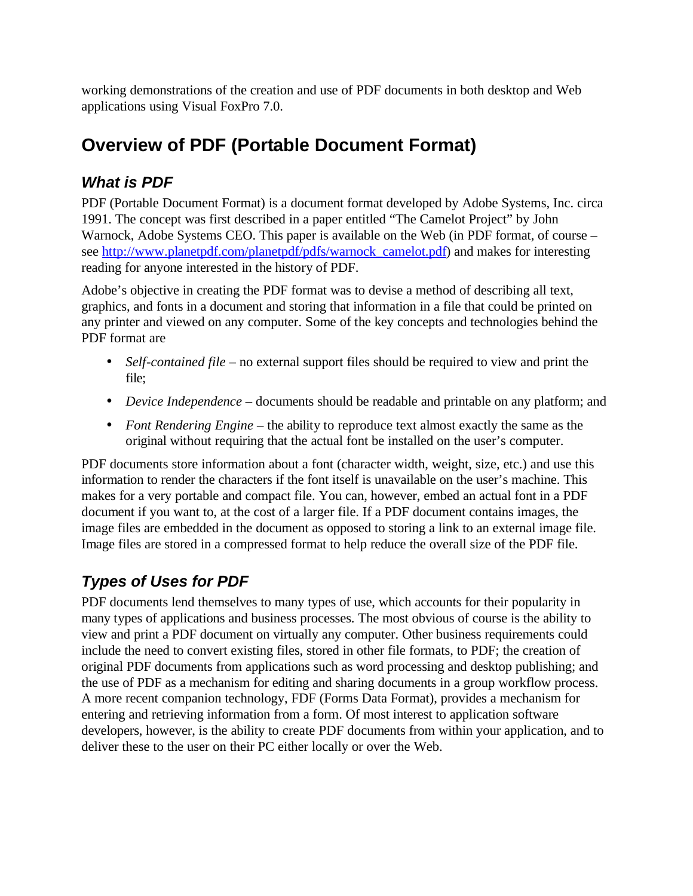working demonstrations of the creation and use of PDF documents in both desktop and Web applications using Visual FoxPro 7.0.

# Overview of PDF (Portable Document Format)

## *What is PDF*

PDF (Portable Document Format) is a document format developed by Adobe Systems, Inc. circa 1991. The concept was first described in a paper entitled "The Camelot Project" by John Warnock, Adobe Systems CEO. This paper is available on the Web (in PDF format, of course – see http://www.planetpdf.com/planetpdf/pdfs/warnock_camelot.pdf) and makes for interesting reading for anyone interested in the history of PDF.

Adobe's objective in creating the PDF format was to devise a method of describing all text, graphics, and fonts in a document and storing that information in a file that could be printed on any printer and viewed on any computer. Some of the key concepts and technologies behind the PDF format are

- *Self-contained file* – no external support files should be required to view and print the file;
- *Device Independence* – documents should be readable and printable on any platform; and
- *Font Rendering Engine* – the ability to reproduce text almost exactly the same as the original without requiring that the actual font be installed on the user's computer.

PDF documents store information about a font (character width, weight, size, etc.) and use this information to render the characters if the font itself is unavailable on the user's machine. This makes for a very portable and compact file. You can, however, embed an actual font in a PDF document if you want to, at the cost of a larger file. If a PDF document contains images, the image files are embedded in the document as opposed to storing a link to an external image file. Image files are stored in a compressed format to help reduce the overall size of the PDF file.

## *Types of Uses for PDF*

PDF documents lend themselves to many types of use, which accounts for their popularity in many types of applications and business processes. The most obvious of course is the ability to view and print a PDF document on virtually any computer. Other business requirements could include the need to convert existing files, stored in other file formats, to PDF; the creation of original PDF documents from applications such as word processing and desktop publishing; and the use of PDF as a mechanism for editing and sharing documents in a group workflow process. A more recent companion technology, FDF (Forms Data Format), provides a mechanism for entering and retrieving information from a form. Of most interest to application software developers, however, is the ability to create PDF documents from within your application, and to deliver these to the user on their PC either locally or over the Web.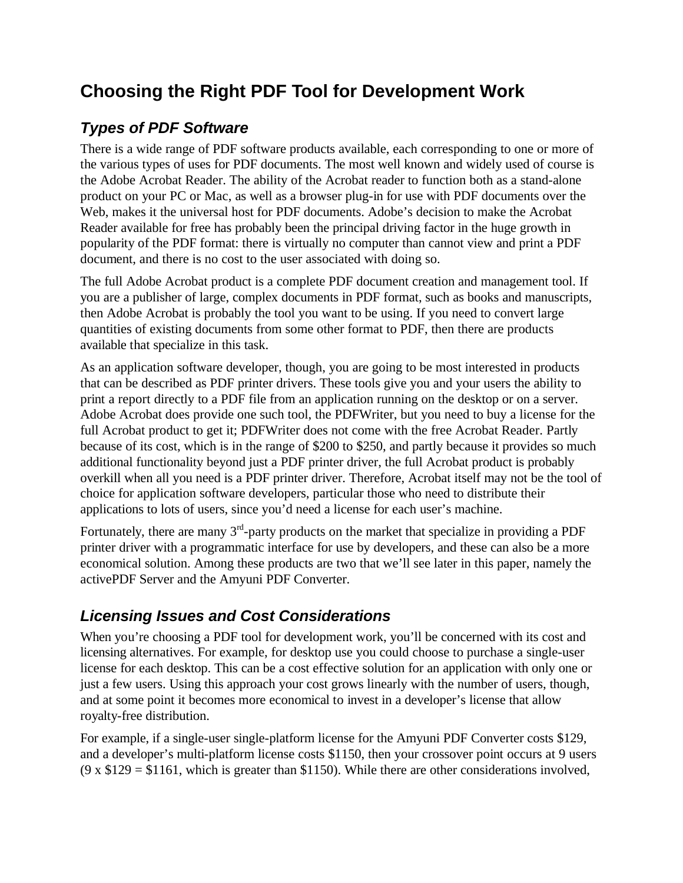# Choosing the Right PDF Tool for Development Work

## *Types of PDF Software*

There is a wide range of PDF software products available, each corresponding to one or more of the various types of uses for PDF documents. The most well known and widely used of course is the Adobe Acrobat Reader. The ability of the Acrobat reader to function both as a stand-alone product on your PC or Mac, as well as a browser plug-in for use with PDF documents over the Web, makes it the universal host for PDF documents. Adobe's decision to make the Acrobat Reader available for free has probably been the principal driving factor in the huge growth in popularity of the PDF format: there is virtually no computer than cannot view and print a PDF document, and there is no cost to the user associated with doing so.

The full Adobe Acrobat product is a complete PDF document creation and management tool. If you are a publisher of large, complex documents in PDF format, such as books and manuscripts, then Adobe Acrobat is probably the tool you want to be using. If you need to convert large quantities of existing documents from some other format to PDF, then there are products available that specialize in this task.

As an application software developer, though, you are going to be most interested in products that can be described as PDF printer drivers. These tools give you and your users the ability to print a report directly to a PDF file from an application running on the desktop or on a server. Adobe Acrobat does provide one such tool, the PDFWriter, but you need to buy a license for the full Acrobat product to get it; PDFWriter does not come with the free Acrobat Reader. Partly because of its cost, which is in the range of $200 to $250, and partly because it provides so much additional functionality beyond just a PDF printer driver, the full Acrobat product is probably overkill when all you need is a PDF printer driver. Therefore, Acrobat itself may not be the tool of choice for application software developers, particular those who need to distribute their applications to lots of users, since you'd need a license for each user's machine.

Fortunately, there are many 3rd-party products on the market that specialize in providing a PDF printer driver with a programmatic interface for use by developers, and these can also be a more economical solution. Among these products are two that we'll see later in this paper, namely the activePDF Server and the Amyuni PDF Converter.

## *Licensing Issues and Cost Considerations*

When you're choosing a PDF tool for development work, you'll be concerned with its cost and licensing alternatives. For example, for desktop use you could choose to purchase a single-user license for each desktop. This can be a cost effective solution for an application with only one or just a few users. Using this approach your cost grows linearly with the number of users, though, and at some point it becomes more economical to invest in a developer's license that allow royalty-free distribution.

For example, if a single-user single-platform license for the Amyuni PDF Converter costs $129, and a developer's multi-platform license costs $1150, then your crossover point occurs at 9 users (9 x $129 = $1161, which is greater than $1150). While there are other considerations involved,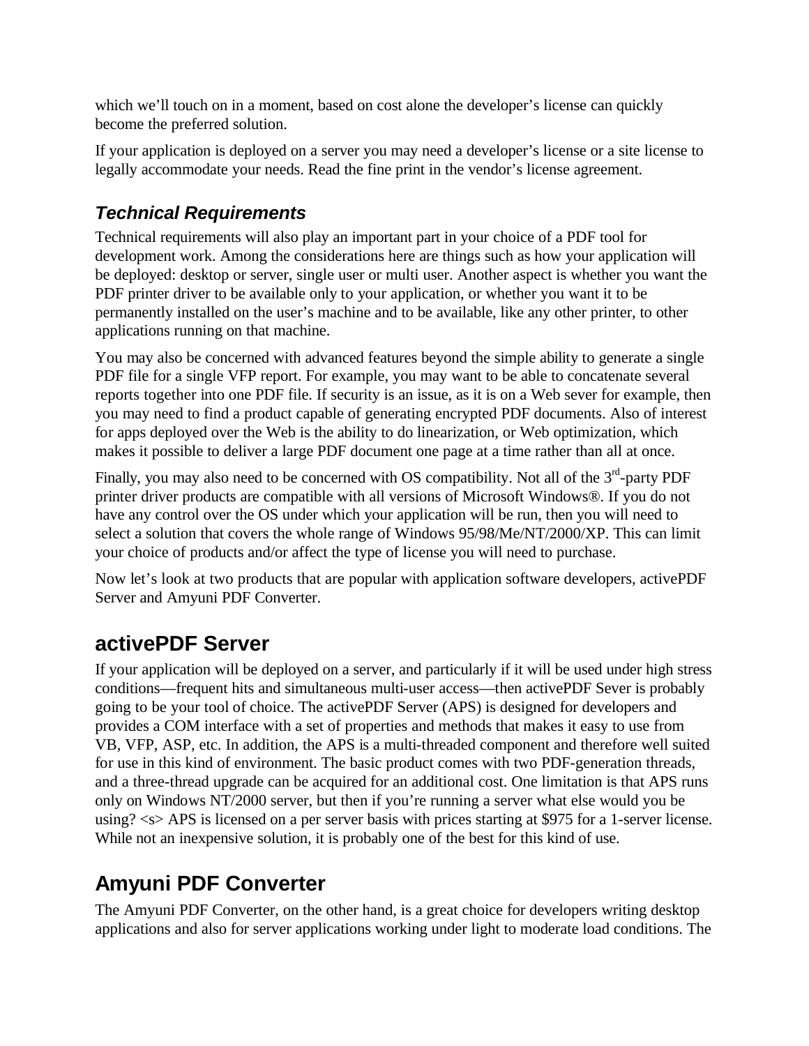which we'll touch on in a moment, based on cost alone the developer's license can quickly become the preferred solution.

If your application is deployed on a server you may need a developer's license or a site license to legally accommodate your needs. Read the fine print in the vendor's license agreement.

### *Technical Requirements*

Technical requirements will also play an important part in your choice of a PDF tool for development work. Among the considerations here are things such as how your application will be deployed: desktop or server, single user or multi user. Another aspect is whether you want the PDF printer driver to be available only to your application, or whether you want it to be permanently installed on the user's machine and to be available, like any other printer, to other applications running on that machine.

You may also be concerned with advanced features beyond the simple ability to generate a single PDF file for a single VFP report. For example, you may want to be able to concatenate several reports together into one PDF file. If security is an issue, as it is on a Web sever for example, then you may need to find a product capable of generating encrypted PDF documents. Also of interest for apps deployed over the Web is the ability to do linearization, or Web optimization, which makes it possible to deliver a large PDF document one page at a time rather than all at once.

Finally, you may also need to be concerned with OS compatibility. Not all of the 3rd-party PDF printer driver products are compatible with all versions of Microsoft Windows®. If you do not have any control over the OS under which your application will be run, then you will need to select a solution that covers the whole range of Windows 95/98/Me/NT/2000/XP. This can limit your choice of products and/or affect the type of license you will need to purchase.

Now let's look at two products that are popular with application software developers, activePDF Server and Amyuni PDF Converter.

## activePDF Server

If your application will be deployed on a server, and particularly if it will be used under high stress conditions—frequent hits and simultaneous multi-user access—then activePDF Sever is probably going to be your tool of choice. The activePDF Server (APS) is designed for developers and provides a COM interface with a set of properties and methods that makes it easy to use from VB, VFP, ASP, etc. In addition, the APS is a multi-threaded component and therefore well suited for use in this kind of environment. The basic product comes with two PDF-generation threads, and a three-thread upgrade can be acquired for an additional cost. One limitation is that APS runs only on Windows NT/2000 server, but then if you're running a server what else would you be using? <s> APS is licensed on a per server basis with prices starting at $975 for a 1-server license. While not an inexpensive solution, it is probably one of the best for this kind of use.

## Amyuni PDF Converter

The Amyuni PDF Converter, on the other hand, is a great choice for developers writing desktop applications and also for server applications working under light to moderate load conditions. The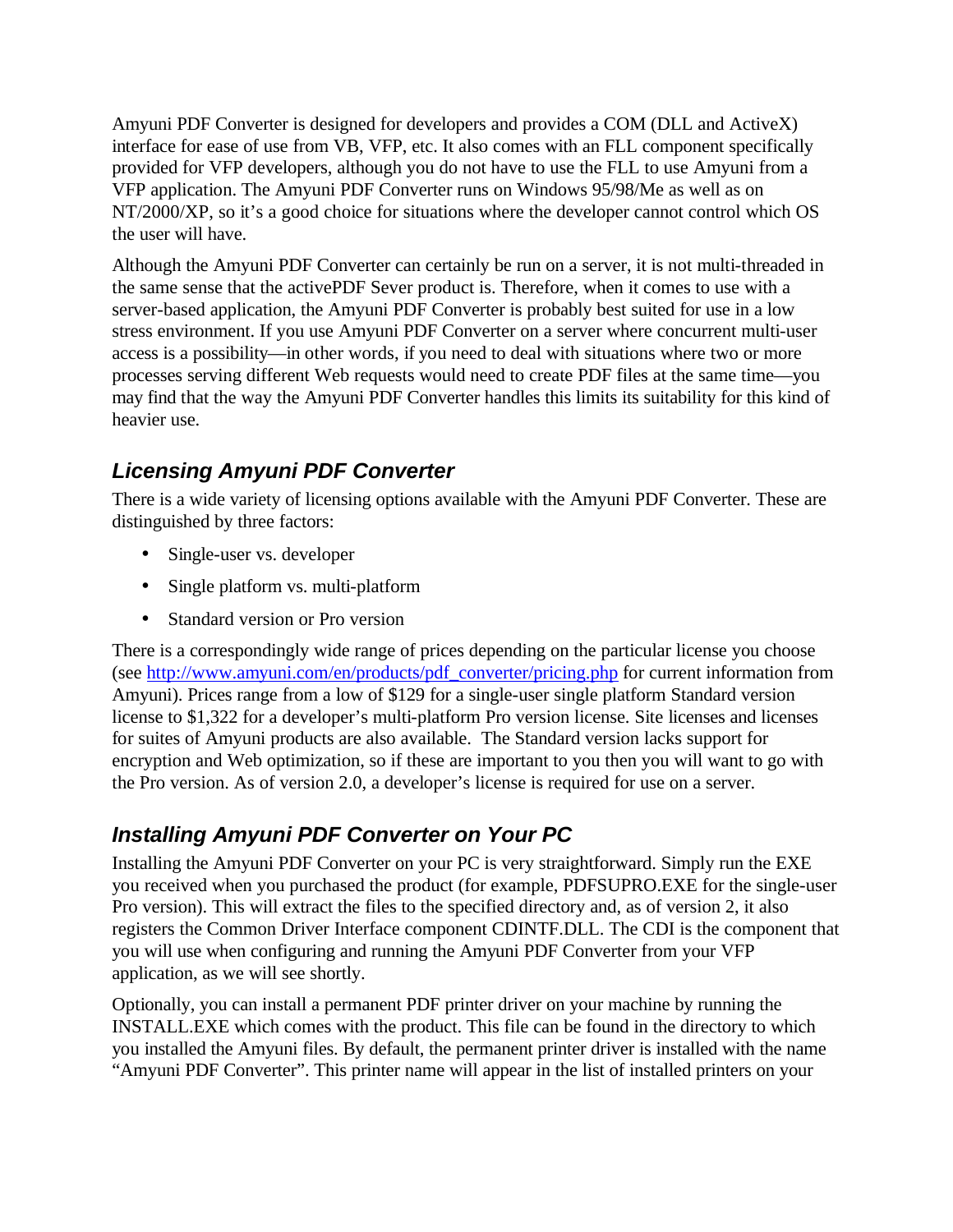Amyuni PDF Converter is designed for developers and provides a COM (DLL and ActiveX) interface for ease of use from VB, VFP, etc. It also comes with an FLL component specifically provided for VFP developers, although you do not have to use the FLL to use Amyuni from a VFP application. The Amyuni PDF Converter runs on Windows 95/98/Me as well as on NT/2000/XP, so it's a good choice for situations where the developer cannot control which OS the user will have.

Although the Amyuni PDF Converter can certainly be run on a server, it is not multi-threaded in the same sense that the activePDF Sever product is. Therefore, when it comes to use with a server-based application, the Amyuni PDF Converter is probably best suited for use in a low stress environment. If you use Amyuni PDF Converter on a server where concurrent multi-user access is a possibility—in other words, if you need to deal with situations where two or more processes serving different Web requests would need to create PDF files at the same time—you may find that the way the Amyuni PDF Converter handles this limits its suitability for this kind of heavier use.

## *Licensing Amyuni PDF Converter*

There is a wide variety of licensing options available with the Amyuni PDF Converter. These are distinguished by three factors:

- Single-user vs. developer
- Single platform vs. multi-platform
- Standard version or Pro version

There is a correspondingly wide range of prices depending on the particular license you choose (see http://www.amyuni.com/en/products/pdf_converter/pricing.php for current information from Amyuni). Prices range from a low of $129 for a single-user single platform Standard version license to $1,322 for a developer's multi-platform Pro version license. Site licenses and licenses for suites of Amyuni products are also available. The Standard version lacks support for encryption and Web optimization, so if these are important to you then you will want to go with the Pro version. As of version 2.0, a developer's license is required for use on a server.

## *Installing Amyuni PDF Converter on Your PC*

Installing the Amyuni PDF Converter on your PC is very straightforward. Simply run the EXE you received when you purchased the product (for example, PDFSUPRO.EXE for the single-user Pro version). This will extract the files to the specified directory and, as of version 2, it also registers the Common Driver Interface component CDINTF.DLL. The CDI is the component that you will use when configuring and running the Amyuni PDF Converter from your VFP application, as we will see shortly.

Optionally, you can install a permanent PDF printer driver on your machine by running the INSTALL.EXE which comes with the product. This file can be found in the directory to which you installed the Amyuni files. By default, the permanent printer driver is installed with the name "Amyuni PDF Converter". This printer name will appear in the list of installed printers on your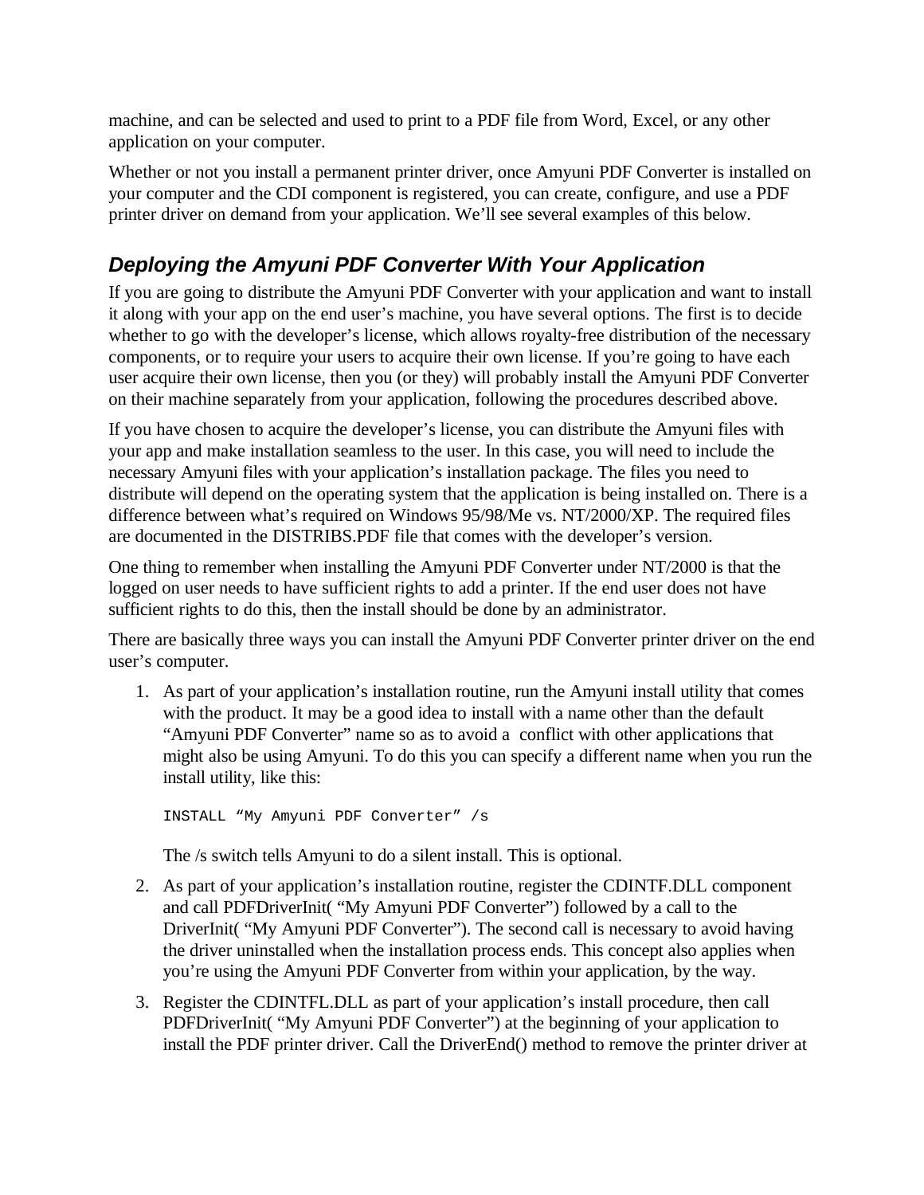machine, and can be selected and used to print to a PDF file from Word, Excel, or any other application on your computer.

Whether or not you install a permanent printer driver, once Amyuni PDF Converter is installed on your computer and the CDI component is registered, you can create, configure, and use a PDF printer driver on demand from your application. We'll see several examples of this below.

## *Deploying the Amyuni PDF Converter With Your Application*

If you are going to distribute the Amyuni PDF Converter with your application and want to install it along with your app on the end user's machine, you have several options. The first is to decide whether to go with the developer's license, which allows royalty-free distribution of the necessary components, or to require your users to acquire their own license. If you're going to have each user acquire their own license, then you (or they) will probably install the Amyuni PDF Converter on their machine separately from your application, following the procedures described above.

If you have chosen to acquire the developer's license, you can distribute the Amyuni files with your app and make installation seamless to the user. In this case, you will need to include the necessary Amyuni files with your application's installation package. The files you need to distribute will depend on the operating system that the application is being installed on. There is a difference between what's required on Windows 95/98/Me vs. NT/2000/XP. The required files are documented in the DISTRIBS.PDF file that comes with the developer's version.

One thing to remember when installing the Amyuni PDF Converter under NT/2000 is that the logged on user needs to have sufficient rights to add a printer. If the end user does not have sufficient rights to do this, then the install should be done by an administrator.

There are basically three ways you can install the Amyuni PDF Converter printer driver on the end user's computer.

1. As part of your application's installation routine, run the Amyuni install utility that comes with the product. It may be a good idea to install with a name other than the default "Amyuni PDF Converter" name so as to avoid a conflict with other applications that might also be using Amyuni. To do this you can specify a different name when you run the install utility, like this:

   ```
   INSTALL "My Amyuni PDF Converter" /s
   ```

   The /s switch tells Amyuni to do a silent install. This is optional.

2. As part of your application's installation routine, register the CDINTF.DLL component and call PDFDriverInit( "My Amyuni PDF Converter") followed by a call to the DriverInit( "My Amyuni PDF Converter"). The second call is necessary to avoid having the driver uninstalled when the installation process ends. This concept also applies when you're using the Amyuni PDF Converter from within your application, by the way.

3. Register the CDINTFL.DLL as part of your application's install procedure, then call PDFDriverInit( "My Amyuni PDF Converter") at the beginning of your application to install the PDF printer driver. Call the DriverEnd() method to remove the printer driver at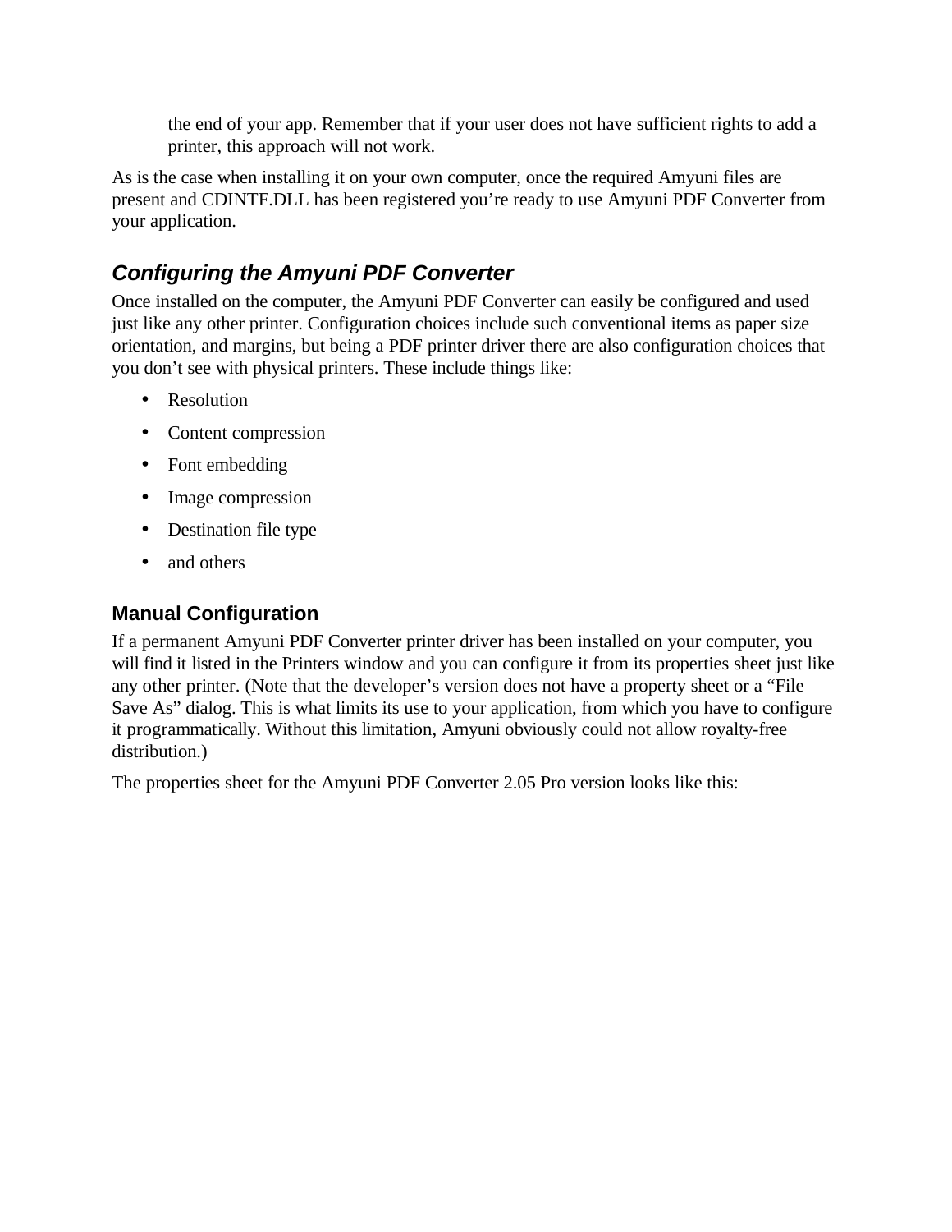the end of your app. Remember that if your user does not have sufficient rights to add a printer, this approach will not work.

As is the case when installing it on your own computer, once the required Amyuni files are present and CDINTF.DLL has been registered you're ready to use Amyuni PDF Converter from your application.

## *Configuring the Amyuni PDF Converter*

Once installed on the computer, the Amyuni PDF Converter can easily be configured and used just like any other printer. Configuration choices include such conventional items as paper size orientation, and margins, but being a PDF printer driver there are also configuration choices that you don't see with physical printers. These include things like:

- Resolution
- Content compression
- Font embedding
- Image compression
- Destination file type
- and others

### Manual Configuration

If a permanent Amyuni PDF Converter printer driver has been installed on your computer, you will find it listed in the Printers window and you can configure it from its properties sheet just like any other printer. (Note that the developer's version does not have a property sheet or a "File Save As" dialog. This is what limits its use to your application, from which you have to configure it programmatically. Without this limitation, Amyuni obviously could not allow royalty-free distribution.)

The properties sheet for the Amyuni PDF Converter 2.05 Pro version looks like this: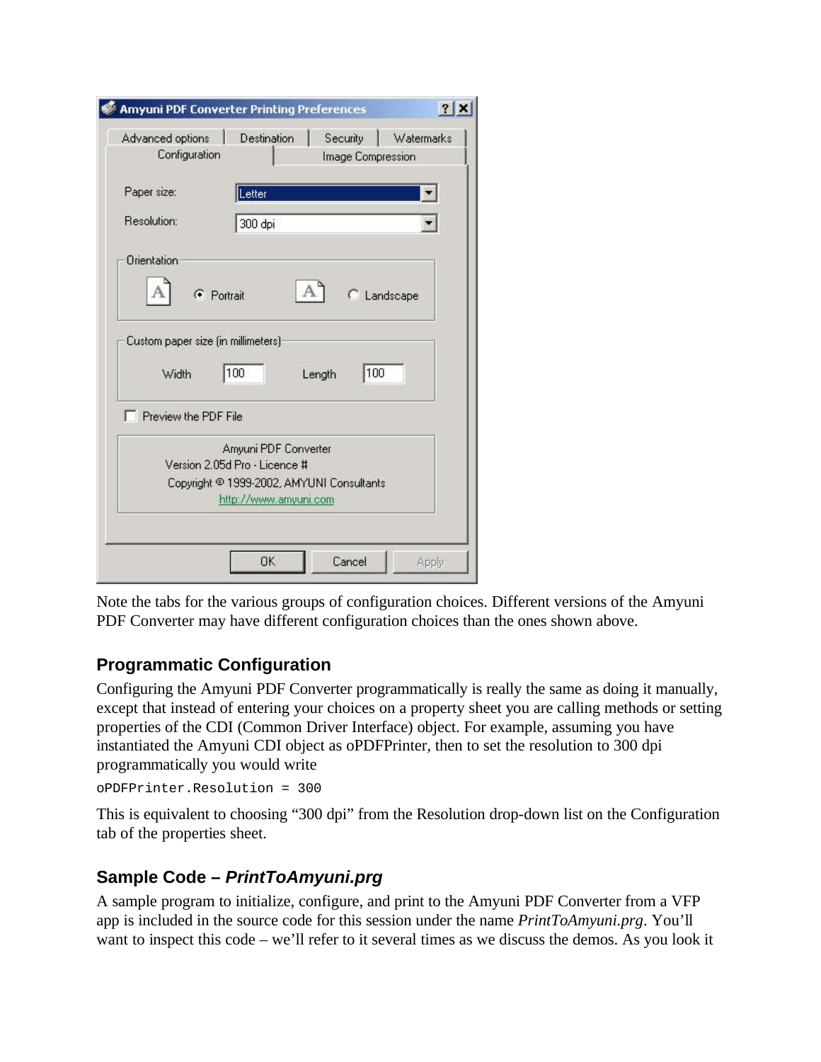Note the tabs for the various groups of configuration choices. Different versions of the Amyuni PDF Converter may have different configuration choices than the ones shown above.

### Programmatic Configuration

Configuring the Amyuni PDF Converter programmatically is really the same as doing it manually, except that instead of entering your choices on a property sheet you are calling methods or setting properties of the CDI (Common Driver Interface) object. For example, assuming you have instantiated the Amyuni CDI object as oPDFPrinter, then to set the resolution to 300 dpi programmatically you would write

```
oPDFPrinter.Resolution = 300
```

This is equivalent to choosing "300 dpi" from the Resolution drop-down list on the Configuration tab of the properties sheet.

### Sample Code – *PrintToAmyuni.prg*

A sample program to initialize, configure, and print to the Amyuni PDF Converter from a VFP app is included in the source code for this session under the name *PrintToAmyuni.prg*. You'll want to inspect this code – we'll refer to it several times as we discuss the demos. As you look it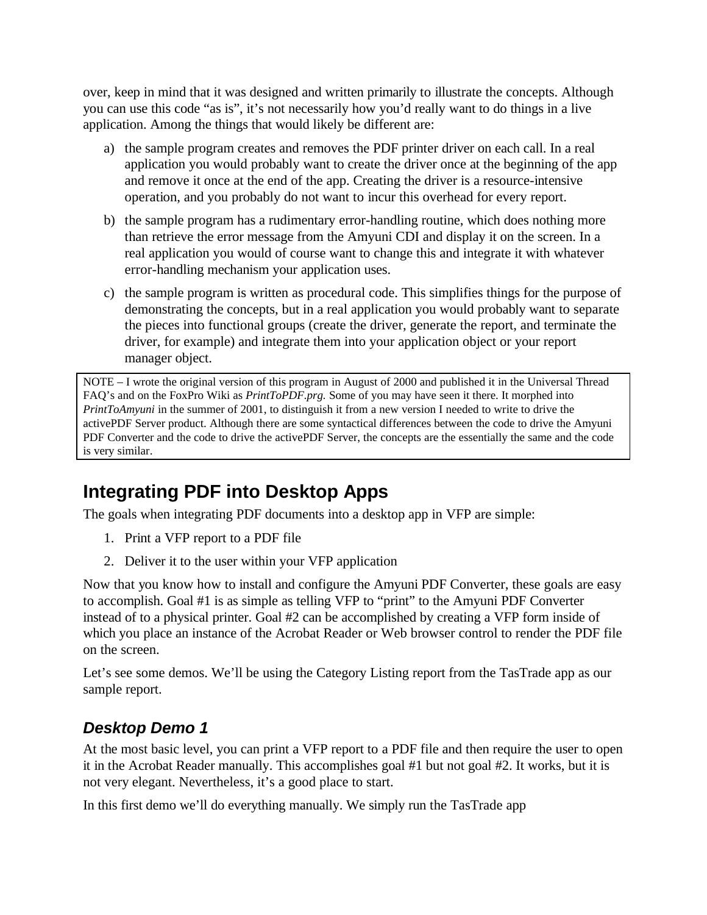over, keep in mind that it was designed and written primarily to illustrate the concepts. Although you can use this code "as is", it's not necessarily how you'd really want to do things in a live application. Among the things that would likely be different are:

a) the sample program creates and removes the PDF printer driver on each call. In a real application you would probably want to create the driver once at the beginning of the app and remove it once at the end of the app. Creating the driver is a resource-intensive operation, and you probably do not want to incur this overhead for every report.

b) the sample program has a rudimentary error-handling routine, which does nothing more than retrieve the error message from the Amyuni CDI and display it on the screen. In a real application you would of course want to change this and integrate it with whatever error-handling mechanism your application uses.

c) the sample program is written as procedural code. This simplifies things for the purpose of demonstrating the concepts, but in a real application you would probably want to separate the pieces into functional groups (create the driver, generate the report, and terminate the driver, for example) and integrate them into your application object or your report manager object.

> NOTE – I wrote the original version of this program in August of 2000 and published it in the Universal Thread FAQ's and on the FoxPro Wiki as *PrintToPDF.prg.* Some of you may have seen it there. It morphed into *PrintToAmyuni* in the summer of 2001, to distinguish it from a new version I needed to write to drive the activePDF Server product. Although there are some syntactical differences between the code to drive the Amyuni PDF Converter and the code to drive the activePDF Server, the concepts are the essentially the same and the code is very similar.

## Integrating PDF into Desktop Apps

The goals when integrating PDF documents into a desktop app in VFP are simple:

1. Print a VFP report to a PDF file
2. Deliver it to the user within your VFP application

Now that you know how to install and configure the Amyuni PDF Converter, these goals are easy to accomplish. Goal #1 is as simple as telling VFP to "print" to the Amyuni PDF Converter instead of to a physical printer. Goal #2 can be accomplished by creating a VFP form inside of which you place an instance of the Acrobat Reader or Web browser control to render the PDF file on the screen.

Let's see some demos. We'll be using the Category Listing report from the TasTrade app as our sample report.

### *Desktop Demo 1*

At the most basic level, you can print a VFP report to a PDF file and then require the user to open it in the Acrobat Reader manually. This accomplishes goal #1 but not goal #2. It works, but it is not very elegant. Nevertheless, it's a good place to start.

In this first demo we'll do everything manually. We simply run the TasTrade app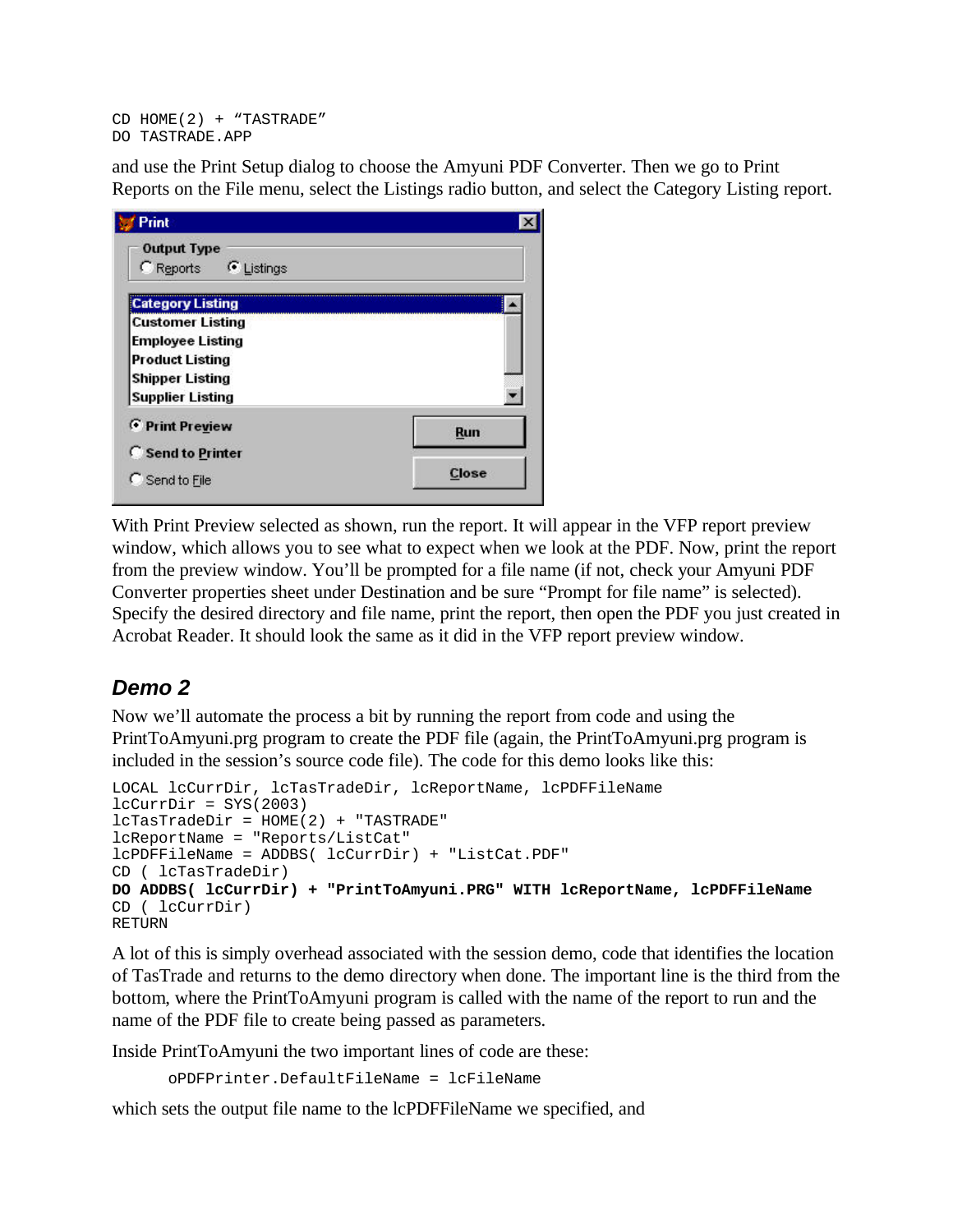```
CD HOME(2) + "TASTRADE"
DO TASTRADE.APP
```

and use the Print Setup dialog to choose the Amyuni PDF Converter. Then we go to Print Reports on the File menu, select the Listings radio button, and select the Category Listing report.

With Print Preview selected as shown, run the report. It will appear in the VFP report preview window, which allows you to see what to expect when we look at the PDF. Now, print the report from the preview window. You'll be prompted for a file name (if not, check your Amyuni PDF Converter properties sheet under Destination and be sure "Prompt for file name" is selected). Specify the desired directory and file name, print the report, then open the PDF you just created in Acrobat Reader. It should look the same as it did in the VFP report preview window.

## *Demo 2*

Now we'll automate the process a bit by running the report from code and using the PrintToAmyuni.prg program to create the PDF file (again, the PrintToAmyuni.prg program is included in the session's source code file). The code for this demo looks like this:

```
LOCAL lcCurrDir, lcTasTradeDir, lcReportName, lcPDFFileName
lcCurrDir = SYS(2003)
lcTasTradeDir = HOME(2) + "TASTRADE"
lcReportName = "Reports/ListCat"
lcPDFFileName = ADDBS( lcCurrDir) + "ListCat.PDF"
CD ( lcTasTradeDir)
DO ADDBS( lcCurrDir) + "PrintToAmyuni.PRG" WITH lcReportName, lcPDFFileName
CD ( lcCurrDir)
RETURN
```

A lot of this is simply overhead associated with the session demo, code that identifies the location of TasTrade and returns to the demo directory when done. The important line is the third from the bottom, where the PrintToAmyuni program is called with the name of the report to run and the name of the PDF file to create being passed as parameters.

Inside PrintToAmyuni the two important lines of code are these:

```
oPDFPrinter.DefaultFileName = lcFileName
```

which sets the output file name to the lcPDFFileName we specified, and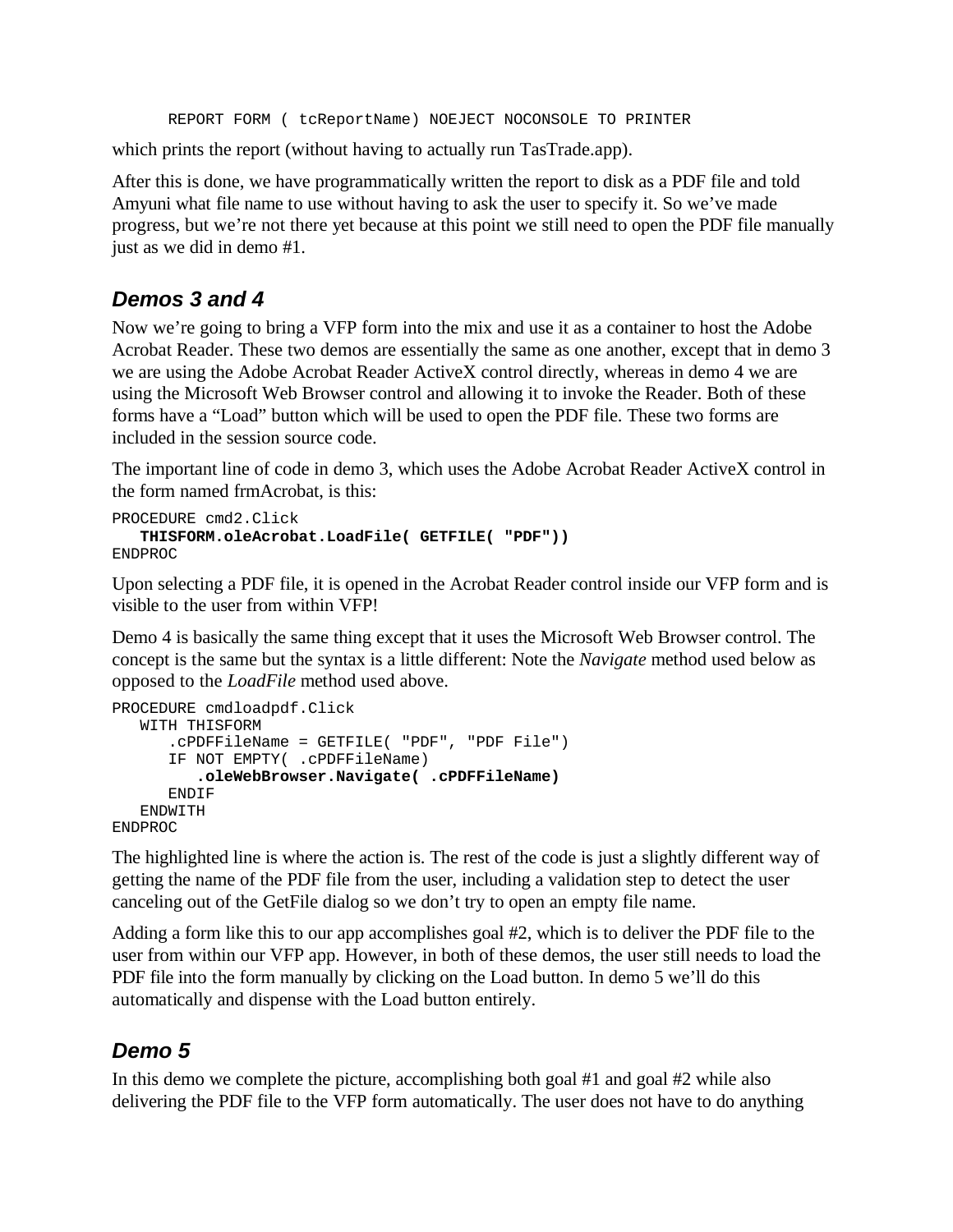```
REPORT FORM ( tcReportName) NOEJECT NOCONSOLE TO PRINTER
```

which prints the report (without having to actually run TasTrade.app).

After this is done, we have programmatically written the report to disk as a PDF file and told Amyuni what file name to use without having to ask the user to specify it. So we've made progress, but we're not there yet because at this point we still need to open the PDF file manually just as we did in demo #1.

## *Demos 3 and 4*

Now we're going to bring a VFP form into the mix and use it as a container to host the Adobe Acrobat Reader. These two demos are essentially the same as one another, except that in demo 3 we are using the Adobe Acrobat Reader ActiveX control directly, whereas in demo 4 we are using the Microsoft Web Browser control and allowing it to invoke the Reader. Both of these forms have a "Load" button which will be used to open the PDF file. These two forms are included in the session source code.

The important line of code in demo 3, which uses the Adobe Acrobat Reader ActiveX control in the form named frmAcrobat, is this:

```
PROCEDURE cmd2.Click
   THISFORM.oleAcrobat.LoadFile( GETFILE( "PDF"))
ENDPROC
```

Upon selecting a PDF file, it is opened in the Acrobat Reader control inside our VFP form and is visible to the user from within VFP!

Demo 4 is basically the same thing except that it uses the Microsoft Web Browser control. The concept is the same but the syntax is a little different: Note the *Navigate* method used below as opposed to the *LoadFile* method used above.

```
PROCEDURE cmdloadpdf.Click
   WITH THISFORM
      .cPDFFileName = GETFILE( "PDF", "PDF File")
      IF NOT EMPTY( .cPDFFileName)
         .oleWebBrowser.Navigate( .cPDFFileName)
      ENDIF
   ENDWITH
ENDPROC
```

The highlighted line is where the action is. The rest of the code is just a slightly different way of getting the name of the PDF file from the user, including a validation step to detect the user canceling out of the GetFile dialog so we don't try to open an empty file name.

Adding a form like this to our app accomplishes goal #2, which is to deliver the PDF file to the user from within our VFP app. However, in both of these demos, the user still needs to load the PDF file into the form manually by clicking on the Load button. In demo 5 we'll do this automatically and dispense with the Load button entirely.

## *Demo 5*

In this demo we complete the picture, accomplishing both goal #1 and goal #2 while also delivering the PDF file to the VFP form automatically. The user does not have to do anything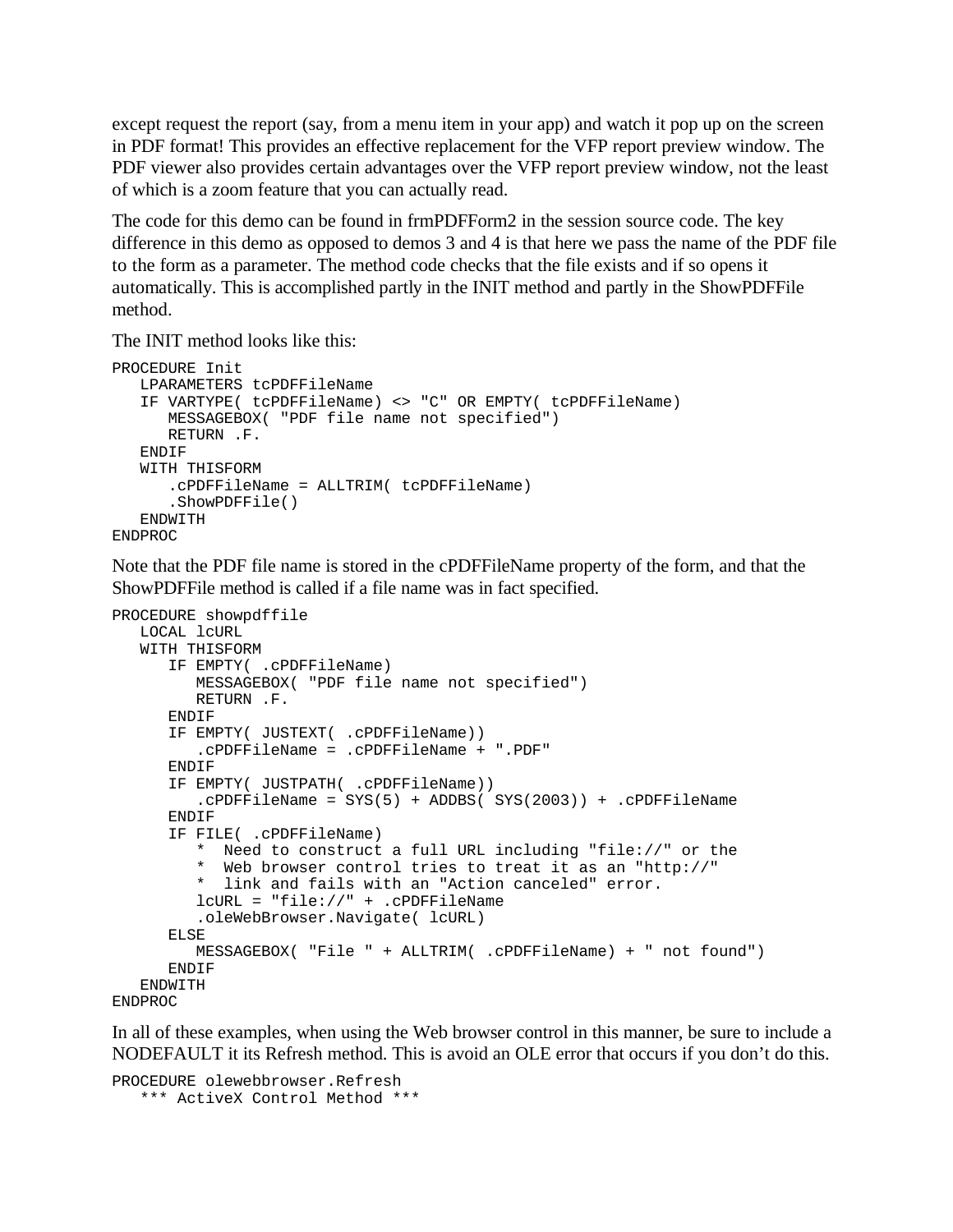except request the report (say, from a menu item in your app) and watch it pop up on the screen in PDF format! This provides an effective replacement for the VFP report preview window. The PDF viewer also provides certain advantages over the VFP report preview window, not the least of which is a zoom feature that you can actually read.

The code for this demo can be found in frmPDFForm2 in the session source code. The key difference in this demo as opposed to demos 3 and 4 is that here we pass the name of the PDF file to the form as a parameter. The method code checks that the file exists and if so opens it automatically. This is accomplished partly in the INIT method and partly in the ShowPDFFile method.

The INIT method looks like this:

```
PROCEDURE Init
   LPARAMETERS tcPDFFileName
   IF VARTYPE( tcPDFFileName) <> "C" OR EMPTY( tcPDFFileName)
      MESSAGEBOX( "PDF file name not specified")
      RETURN .F.
   ENDIF
   WITH THISFORM
      .cPDFFileName = ALLTRIM( tcPDFFileName)
      .ShowPDFFile()
   ENDWITH
ENDPROC
```

Note that the PDF file name is stored in the cPDFFileName property of the form, and that the ShowPDFFile method is called if a file name was in fact specified.

```
PROCEDURE showpdffile
   LOCAL lcURL
   WITH THISFORM
      IF EMPTY( .cPDFFileName)
         MESSAGEBOX( "PDF file name not specified")
         RETURN .F.
      ENDIF
      IF EMPTY( JUSTEXT( .cPDFFileName))
         .cPDFFileName = .cPDFFileName + ".PDF"
      ENDIF
      IF EMPTY( JUSTPATH( .cPDFFileName))
         .cPDFFileName = SYS(5) + ADDBS( SYS(2003)) + .cPDFFileName
      ENDIF
      IF FILE( .cPDFFileName)
         *  Need to construct a full URL including "file://" or the
         *  Web browser control tries to treat it as an "http://"
         *  link and fails with an "Action canceled" error.
         lcURL = "file://" + .cPDFFileName
         .oleWebBrowser.Navigate( lcURL)
      ELSE
         MESSAGEBOX( "File " + ALLTRIM( .cPDFFileName) + " not found")
      ENDIF
   ENDWITH
ENDPROC
```

In all of these examples, when using the Web browser control in this manner, be sure to include a NODEFAULT it its Refresh method. This is avoid an OLE error that occurs if you don't do this.

```
PROCEDURE olewebbrowser.Refresh
   *** ActiveX Control Method ***
```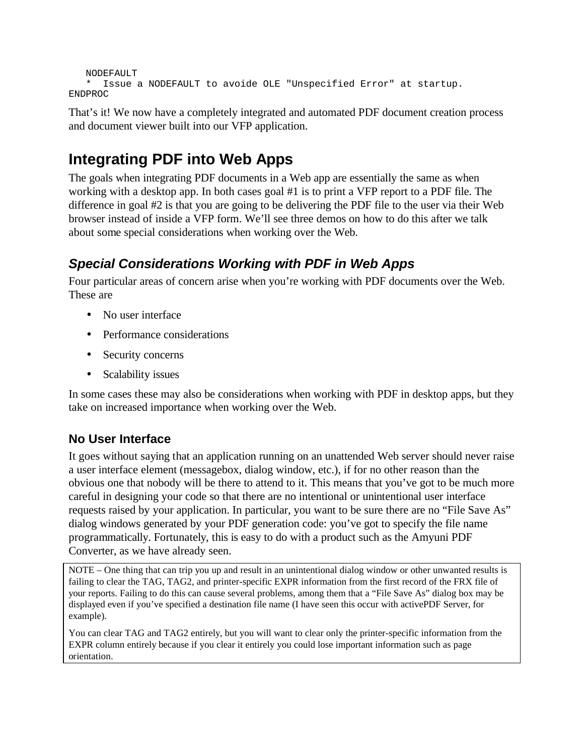```
    NODEFAULT
    *  Issue a NODEFAULT to avoide OLE "Unspecified Error" at startup.
ENDPROC
```

That's it! We now have a completely integrated and automated PDF document creation process and document viewer built into our VFP application.

# Integrating PDF into Web Apps

The goals when integrating PDF documents in a Web app are essentially the same as when working with a desktop app. In both cases goal #1 is to print a VFP report to a PDF file. The difference in goal #2 is that you are going to be delivering the PDF file to the user via their Web browser instead of inside a VFP form. We'll see three demos on how to do this after we talk about some special considerations when working over the Web.

## *Special Considerations Working with PDF in Web Apps*

Four particular areas of concern arise when you're working with PDF documents over the Web. These are

- No user interface
- Performance considerations
- Security concerns
- Scalability issues

In some cases these may also be considerations when working with PDF in desktop apps, but they take on increased importance when working over the Web.

### No User Interface

It goes without saying that an application running on an unattended Web server should never raise a user interface element (messagebox, dialog window, etc.), if for no other reason than the obvious one that nobody will be there to attend to it. This means that you've got to be much more careful in designing your code so that there are no intentional or unintentional user interface requests raised by your application. In particular, you want to be sure there are no "File Save As" dialog windows generated by your PDF generation code: you've got to specify the file name programmatically. Fortunately, this is easy to do with a product such as the Amyuni PDF Converter, as we have already seen.

> NOTE – One thing that can trip you up and result in an unintentional dialog window or other unwanted results is failing to clear the TAG, TAG2, and printer-specific EXPR information from the first record of the FRX file of your reports. Failing to do this can cause several problems, among them that a "File Save As" dialog box may be displayed even if you've specified a destination file name (I have seen this occur with activePDF Server, for example).
>
> You can clear TAG and TAG2 entirely, but you will want to clear only the printer-specific information from the EXPR column entirely because if you clear it entirely you could lose important information such as page orientation.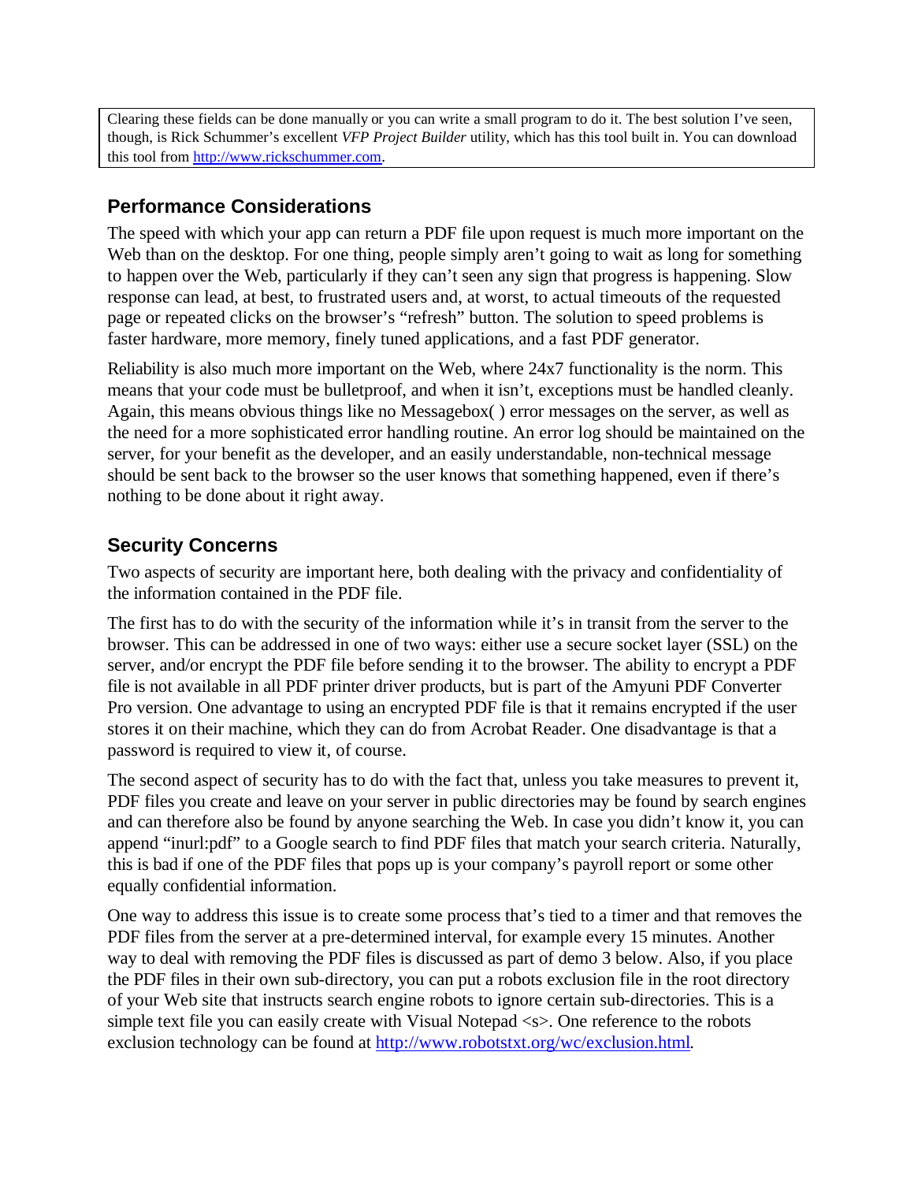> Clearing these fields can be done manually or you can write a small program to do it. The best solution I've seen, though, is Rick Schummer's excellent *VFP Project Builder* utility, which has this tool built in. You can download this tool from http://www.rickschummer.com.

## Performance Considerations

The speed with which your app can return a PDF file upon request is much more important on the Web than on the desktop. For one thing, people simply aren't going to wait as long for something to happen over the Web, particularly if they can't seen any sign that progress is happening. Slow response can lead, at best, to frustrated users and, at worst, to actual timeouts of the requested page or repeated clicks on the browser's "refresh" button. The solution to speed problems is faster hardware, more memory, finely tuned applications, and a fast PDF generator.

Reliability is also much more important on the Web, where 24x7 functionality is the norm. This means that your code must be bulletproof, and when it isn't, exceptions must be handled cleanly. Again, this means obvious things like no Messagebox( ) error messages on the server, as well as the need for a more sophisticated error handling routine. An error log should be maintained on the server, for your benefit as the developer, and an easily understandable, non-technical message should be sent back to the browser so the user knows that something happened, even if there's nothing to be done about it right away.

## Security Concerns

Two aspects of security are important here, both dealing with the privacy and confidentiality of the information contained in the PDF file.

The first has to do with the security of the information while it's in transit from the server to the browser. This can be addressed in one of two ways: either use a secure socket layer (SSL) on the server, and/or encrypt the PDF file before sending it to the browser. The ability to encrypt a PDF file is not available in all PDF printer driver products, but is part of the Amyuni PDF Converter Pro version. One advantage to using an encrypted PDF file is that it remains encrypted if the user stores it on their machine, which they can do from Acrobat Reader. One disadvantage is that a password is required to view it, of course.

The second aspect of security has to do with the fact that, unless you take measures to prevent it, PDF files you create and leave on your server in public directories may be found by search engines and can therefore also be found by anyone searching the Web. In case you didn't know it, you can append "inurl:pdf" to a Google search to find PDF files that match your search criteria. Naturally, this is bad if one of the PDF files that pops up is your company's payroll report or some other equally confidential information.

One way to address this issue is to create some process that's tied to a timer and that removes the PDF files from the server at a pre-determined interval, for example every 15 minutes. Another way to deal with removing the PDF files is discussed as part of demo 3 below. Also, if you place the PDF files in their own sub-directory, you can put a robots exclusion file in the root directory of your Web site that instructs search engine robots to ignore certain sub-directories. This is a simple text file you can easily create with Visual Notepad <s>. One reference to the robots exclusion technology can be found at http://www.robotstxt.org/wc/exclusion.html.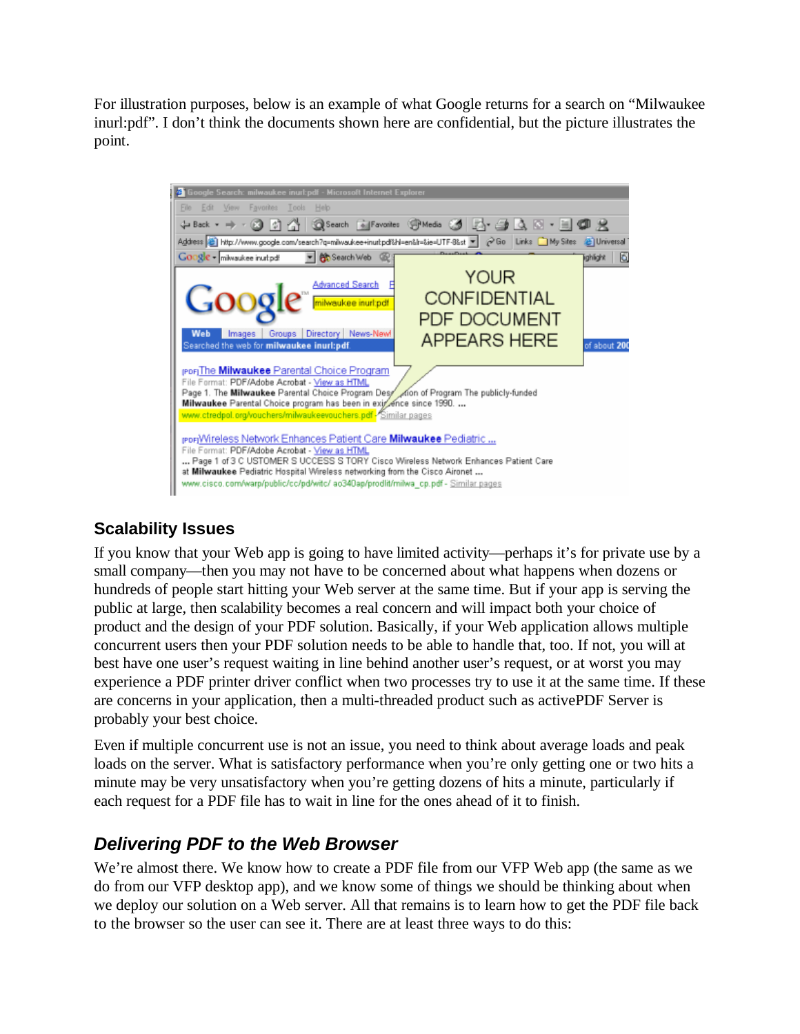For illustration purposes, below is an example of what Google returns for a search on “Milwaukee inurl:pdf”. I don’t think the documents shown here are confidential, but the picture illustrates the point.

## Scalability Issues

If you know that your Web app is going to have limited activity—perhaps it’s for private use by a small company—then you may not have to be concerned about what happens when dozens or hundreds of people start hitting your Web server at the same time. But if your app is serving the public at large, then scalability becomes a real concern and will impact both your choice of product and the design of your PDF solution. Basically, if your Web application allows multiple concurrent users then your PDF solution needs to be able to handle that, too. If not, you will at best have one user’s request waiting in line behind another user’s request, or at worst you may experience a PDF printer driver conflict when two processes try to use it at the same time. If these are concerns in your application, then a multi-threaded product such as activePDF Server is probably your best choice.

Even if multiple concurrent use is not an issue, you need to think about average loads and peak loads on the server. What is satisfactory performance when you’re only getting one or two hits a minute may be very unsatisfactory when you’re getting dozens of hits a minute, particularly if each request for a PDF file has to wait in line for the ones ahead of it to finish.

## *Delivering PDF to the Web Browser*

We’re almost there. We know how to create a PDF file from our VFP Web app (the same as we do from our VFP desktop app), and we know some of things we should be thinking about when we deploy our solution on a Web server. All that remains is to learn how to get the PDF file back to the browser so the user can see it. There are at least three ways to do this: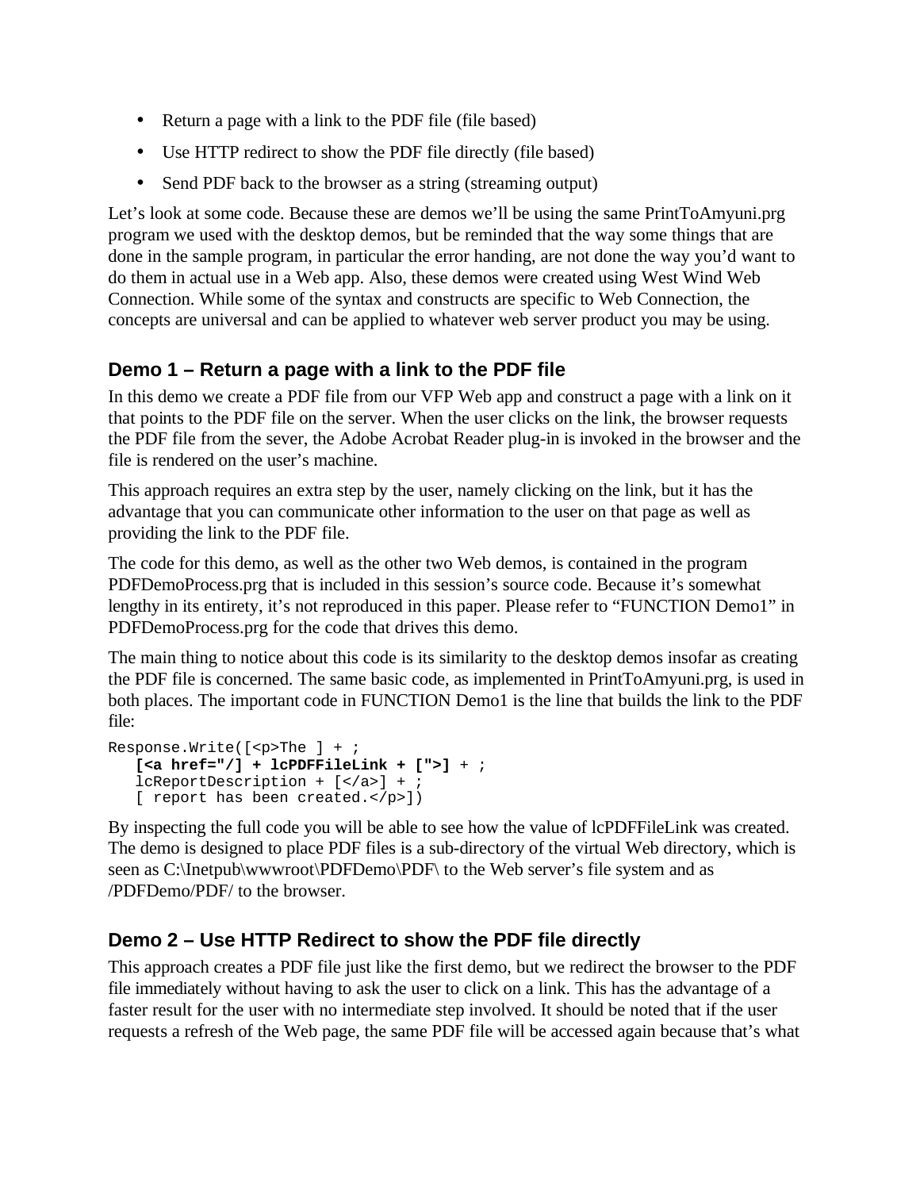- Return a page with a link to the PDF file (file based)
- Use HTTP redirect to show the PDF file directly (file based)
- Send PDF back to the browser as a string (streaming output)

Let's look at some code. Because these are demos we'll be using the same PrintToAmyuni.prg program we used with the desktop demos, but be reminded that the way some things that are done in the sample program, in particular the error handing, are not done the way you'd want to do them in actual use in a Web app. Also, these demos were created using West Wind Web Connection. While some of the syntax and constructs are specific to Web Connection, the concepts are universal and can be applied to whatever web server product you may be using.

### Demo 1 – Return a page with a link to the PDF file

In this demo we create a PDF file from our VFP Web app and construct a page with a link on it that points to the PDF file on the server. When the user clicks on the link, the browser requests the PDF file from the sever, the Adobe Acrobat Reader plug-in is invoked in the browser and the file is rendered on the user's machine.

This approach requires an extra step by the user, namely clicking on the link, but it has the advantage that you can communicate other information to the user on that page as well as providing the link to the PDF file.

The code for this demo, as well as the other two Web demos, is contained in the program PDFDemoProcess.prg that is included in this session's source code. Because it's somewhat lengthy in its entirety, it's not reproduced in this paper. Please refer to "FUNCTION Demo1" in PDFDemoProcess.prg for the code that drives this demo.

The main thing to notice about this code is its similarity to the desktop demos insofar as creating the PDF file is concerned. The same basic code, as implemented in PrintToAmyuni.prg, is used in both places. The important code in FUNCTION Demo1 is the line that builds the link to the PDF file:

```
Response.Write([<p>The ] + ;
   [<a href="/] + lcPDFFileLink + [">] + ;
   lcReportDescription + [</a>] + ;
   [ report has been created.</p>])
```

By inspecting the full code you will be able to see how the value of lcPDFFileLink was created. The demo is designed to place PDF files is a sub-directory of the virtual Web directory, which is seen as C:\Inetpub\wwwroot\PDFDemo\PDF\ to the Web server's file system and as /PDFDemo/PDF/ to the browser.

### Demo 2 – Use HTTP Redirect to show the PDF file directly

This approach creates a PDF file just like the first demo, but we redirect the browser to the PDF file immediately without having to ask the user to click on a link. This has the advantage of a faster result for the user with no intermediate step involved. It should be noted that if the user requests a refresh of the Web page, the same PDF file will be accessed again because that's what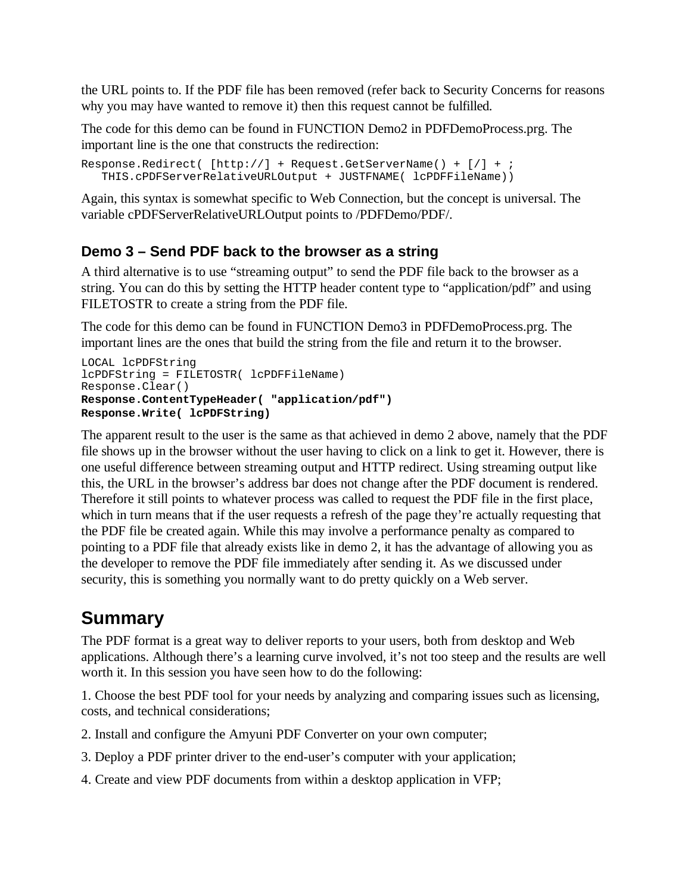the URL points to. If the PDF file has been removed (refer back to Security Concerns for reasons why you may have wanted to remove it) then this request cannot be fulfilled.

The code for this demo can be found in FUNCTION Demo2 in PDFDemoProcess.prg. The important line is the one that constructs the redirection:

```
Response.Redirect( [http://] + Request.GetServerName() + [/] + ;
   THIS.cPDFServerRelativeURLOutput + JUSTFNAME( lcPDFFileName))
```

Again, this syntax is somewhat specific to Web Connection, but the concept is universal. The variable cPDFServerRelativeURLOutput points to /PDFDemo/PDF/.

### Demo 3 – Send PDF back to the browser as a string

A third alternative is to use "streaming output" to send the PDF file back to the browser as a string. You can do this by setting the HTTP header content type to "application/pdf" and using FILETOSTR to create a string from the PDF file.

The code for this demo can be found in FUNCTION Demo3 in PDFDemoProcess.prg. The important lines are the ones that build the string from the file and return it to the browser.

```
LOCAL lcPDFString
lcPDFString = FILETOSTR( lcPDFFileName)
Response.Clear()
Response.ContentTypeHeader( "application/pdf")
Response.Write( lcPDFString)
```

The apparent result to the user is the same as that achieved in demo 2 above, namely that the PDF file shows up in the browser without the user having to click on a link to get it. However, there is one useful difference between streaming output and HTTP redirect. Using streaming output like this, the URL in the browser's address bar does not change after the PDF document is rendered. Therefore it still points to whatever process was called to request the PDF file in the first place, which in turn means that if the user requests a refresh of the page they're actually requesting that the PDF file be created again. While this may involve a performance penalty as compared to pointing to a PDF file that already exists like in demo 2, it has the advantage of allowing you as the developer to remove the PDF file immediately after sending it. As we discussed under security, this is something you normally want to do pretty quickly on a Web server.

## Summary

The PDF format is a great way to deliver reports to your users, both from desktop and Web applications. Although there's a learning curve involved, it's not too steep and the results are well worth it. In this session you have seen how to do the following:

1. Choose the best PDF tool for your needs by analyzing and comparing issues such as licensing, costs, and technical considerations;

2. Install and configure the Amyuni PDF Converter on your own computer;

3. Deploy a PDF printer driver to the end-user's computer with your application;

4. Create and view PDF documents from within a desktop application in VFP;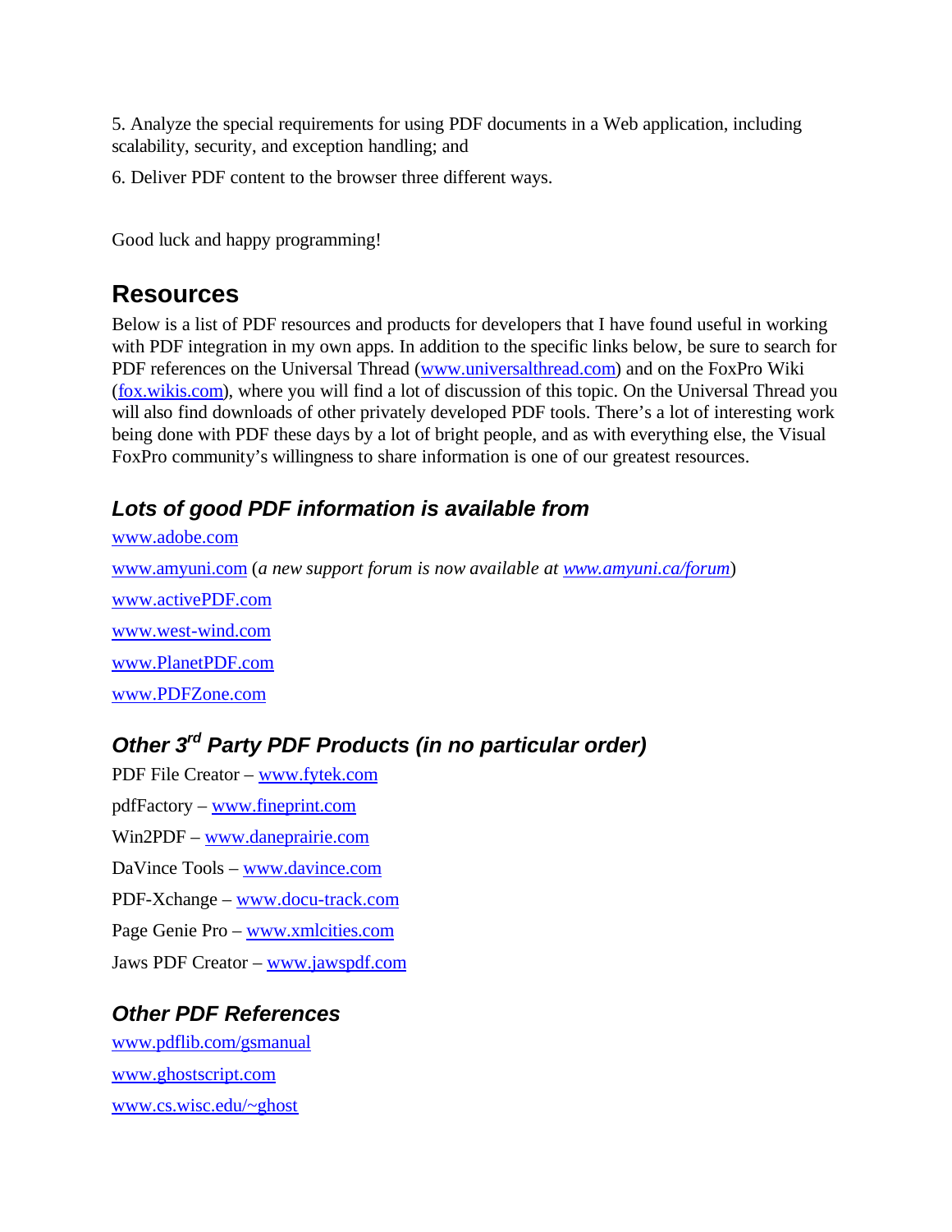5. Analyze the special requirements for using PDF documents in a Web application, including scalability, security, and exception handling; and

6. Deliver PDF content to the browser three different ways.

Good luck and happy programming!

## Resources

Below is a list of PDF resources and products for developers that I have found useful in working with PDF integration in my own apps. In addition to the specific links below, be sure to search for PDF references on the Universal Thread (www.universalthread.com) and on the FoxPro Wiki (fox.wikis.com), where you will find a lot of discussion of this topic. On the Universal Thread you will also find downloads of other privately developed PDF tools. There's a lot of interesting work being done with PDF these days by a lot of bright people, and as with everything else, the Visual FoxPro community's willingness to share information is one of our greatest resources.

### *Lots of good PDF information is available from*

www.adobe.com

www.amyuni.com (*a new support forum is now available at www.amyuni.ca/forum*)

www.activePDF.com

www.west-wind.com

www.PlanetPDF.com

www.PDFZone.com

### *Other 3rd Party PDF Products (in no particular order)*

PDF File Creator – www.fytek.com

pdfFactory – www.fineprint.com

Win2PDF – www.daneprairie.com

DaVince Tools – www.davince.com

PDF-Xchange – www.docu-track.com

Page Genie Pro – www.xmlcities.com

Jaws PDF Creator – www.jawspdf.com

### *Other PDF References*

www.pdflib.com/gsmanual

www.ghostscript.com

www.cs.wisc.edu/~ghost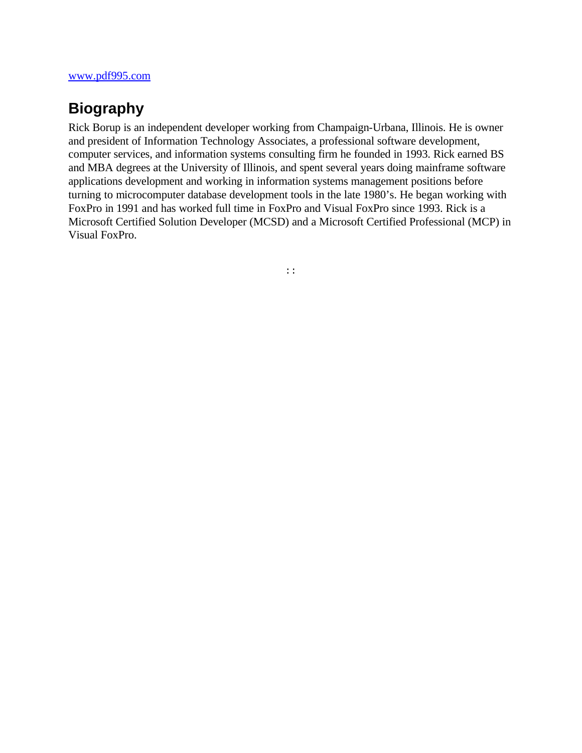www.pdf995.com

## Biography

Rick Borup is an independent developer working from Champaign-Urbana, Illinois. He is owner and president of Information Technology Associates, a professional software development, computer services, and information systems consulting firm he founded in 1993. Rick earned BS and MBA degrees at the University of Illinois, and spent several years doing mainframe software applications development and working in information systems management positions before turning to microcomputer database development tools in the late 1980's. He began working with FoxPro in 1991 and has worked full time in FoxPro and Visual FoxPro since 1993. Rick is a Microsoft Certified Solution Developer (MCSD) and a Microsoft Certified Professional (MCP) in Visual FoxPro.